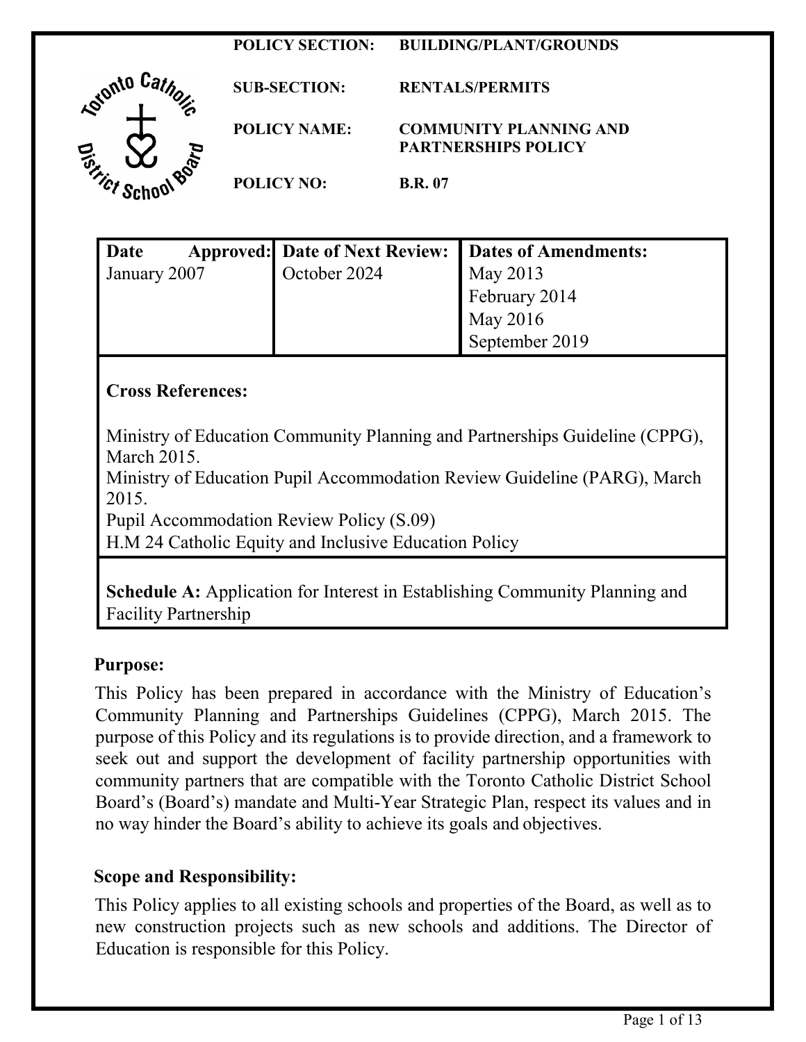**POLICY SECTION:** BUILDING/PLANT/GROUNDS

**SUB-SECTION:** RENTALS/PERMITS

**POLICY NAME:** COMMUNITY PLANNING AND PARTNERSHIPS POLICY

**POLICY NO:** B.R. 07

| Date Approved: | Date of Next Review: | Dates of Amendments: |
| --- | --- | --- |
| January 2007 | October 2024 | May 2013<br>February 2014<br>May 2016<br>September 2019 |

**Cross References:**

Ministry of Education Community Planning and Partnerships Guideline (CPPG), March 2015.
Ministry of Education Pupil Accommodation Review Guideline (PARG), March 2015.
Pupil Accommodation Review Policy (S.09)
H.M 24 Catholic Equity and Inclusive Education Policy

**Schedule A:** Application for Interest in Establishing Community Planning and Facility Partnership

## Purpose:

This Policy has been prepared in accordance with the Ministry of Education's Community Planning and Partnerships Guidelines (CPPG), March 2015. The purpose of this Policy and its regulations is to provide direction, and a framework to seek out and support the development of facility partnership opportunities with community partners that are compatible with the Toronto Catholic District School Board's (Board's) mandate and Multi-Year Strategic Plan, respect its values and in no way hinder the Board's ability to achieve its goals and objectives.

## Scope and Responsibility:

This Policy applies to all existing schools and properties of the Board, as well as to new construction projects such as new schools and additions. The Director of Education is responsible for this Policy.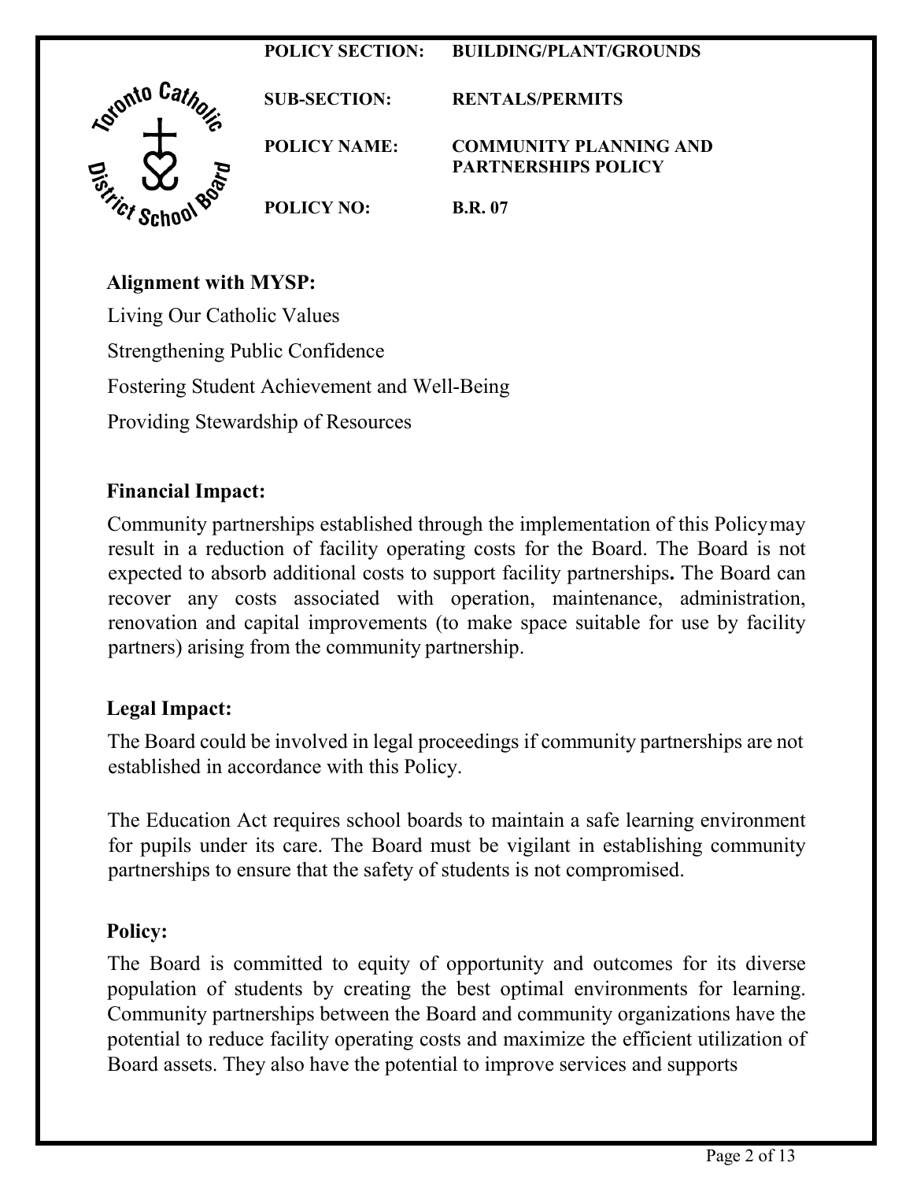| | |
|---|---|
| **POLICY SECTION:** | **BUILDING/PLANT/GROUNDS** |
| **SUB-SECTION:** | **RENTALS/PERMITS** |
| **POLICY NAME:** | **COMMUNITY PLANNING AND PARTNERSHIPS POLICY** |
| **POLICY NO:** | **B.R. 07** |

## Alignment with MYSP:

Living Our Catholic Values

Strengthening Public Confidence

Fostering Student Achievement and Well-Being

Providing Stewardship of Resources

## Financial Impact:

Community partnerships established through the implementation of this Policy may result in a reduction of facility operating costs for the Board. The Board is not expected to absorb additional costs to support facility partnerships**.** The Board can recover any costs associated with operation, maintenance, administration, renovation and capital improvements (to make space suitable for use by facility partners) arising from the community partnership.

## Legal Impact:

The Board could be involved in legal proceedings if community partnerships are not established in accordance with this Policy.

The Education Act requires school boards to maintain a safe learning environment for pupils under its care. The Board must be vigilant in establishing community partnerships to ensure that the safety of students is not compromised.

## Policy:

The Board is committed to equity of opportunity and outcomes for its diverse population of students by creating the best optimal environments for learning. Community partnerships between the Board and community organizations have the potential to reduce facility operating costs and maximize the efficient utilization of Board assets. They also have the potential to improve services and supports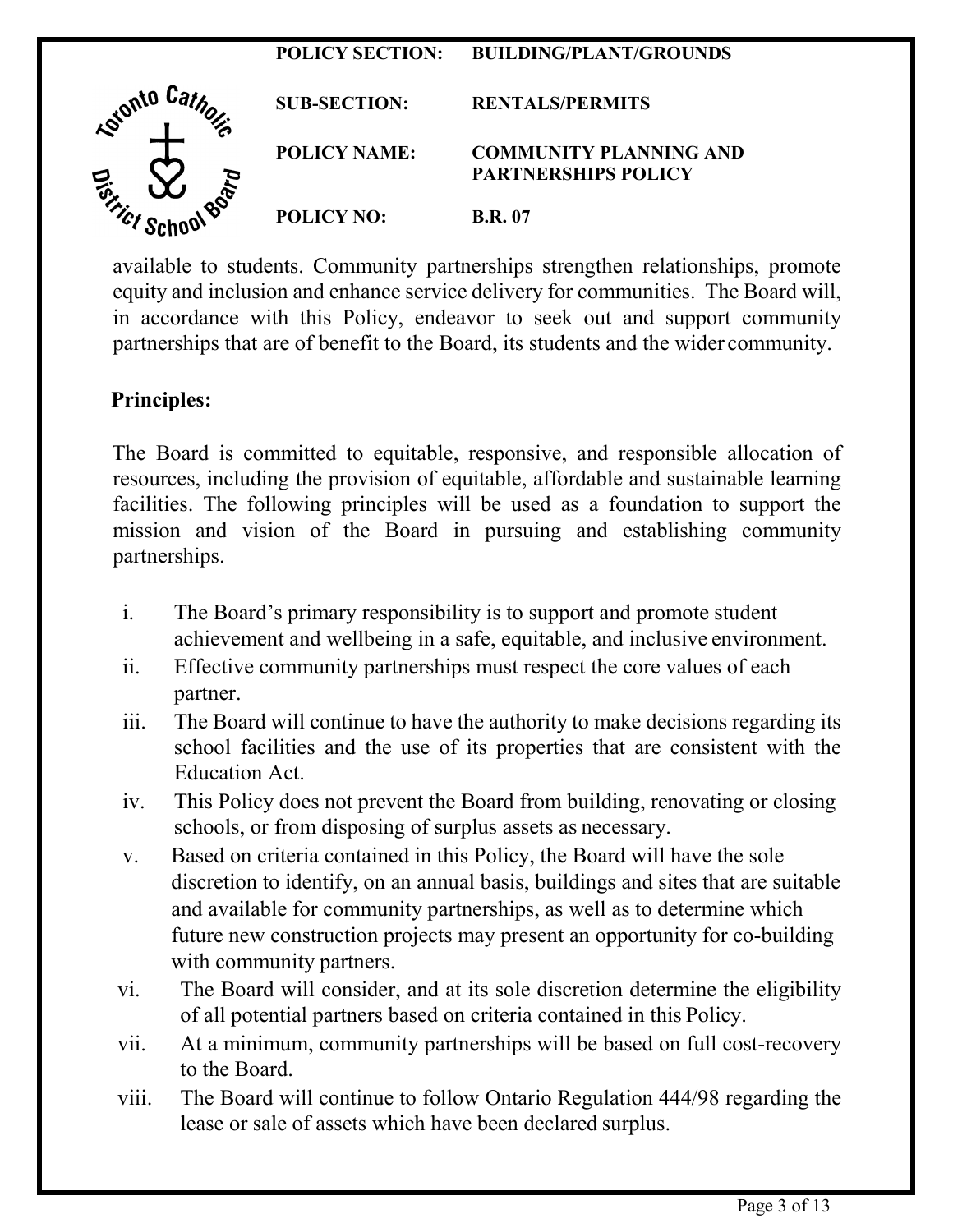available to students. Community partnerships strengthen relationships, promote equity and inclusion and enhance service delivery for communities. The Board will, in accordance with this Policy, endeavor to seek out and support community partnerships that are of benefit to the Board, its students and the wider community.

**Principles:**

The Board is committed to equitable, responsive, and responsible allocation of resources, including the provision of equitable, affordable and sustainable learning facilities. The following principles will be used as a foundation to support the mission and vision of the Board in pursuing and establishing community partnerships.

i. The Board's primary responsibility is to support and promote student achievement and wellbeing in a safe, equitable, and inclusive environment.

ii. Effective community partnerships must respect the core values of each partner.

iii. The Board will continue to have the authority to make decisions regarding its school facilities and the use of its properties that are consistent with the Education Act.

iv. This Policy does not prevent the Board from building, renovating or closing schools, or from disposing of surplus assets as necessary.

v. Based on criteria contained in this Policy, the Board will have the sole discretion to identify, on an annual basis, buildings and sites that are suitable and available for community partnerships, as well as to determine which future new construction projects may present an opportunity for co-building with community partners.

vi. The Board will consider, and at its sole discretion determine the eligibility of all potential partners based on criteria contained in this Policy.

vii. At a minimum, community partnerships will be based on full cost-recovery to the Board.

viii. The Board will continue to follow Ontario Regulation 444/98 regarding the lease or sale of assets which have been declared surplus.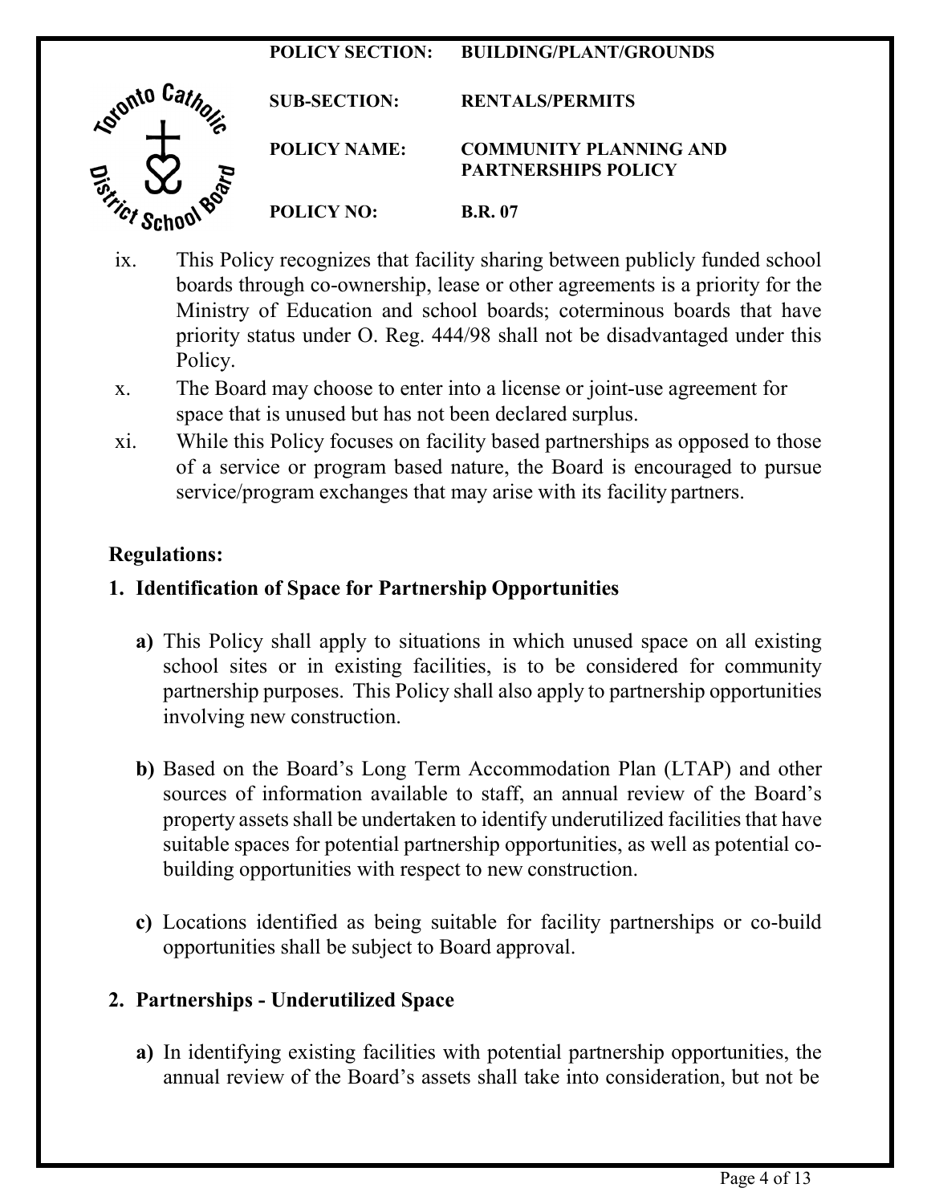ix. This Policy recognizes that facility sharing between publicly funded school boards through co-ownership, lease or other agreements is a priority for the Ministry of Education and school boards; coterminous boards that have priority status under O. Reg. 444/98 shall not be disadvantaged under this Policy.

x. The Board may choose to enter into a license or joint-use agreement for space that is unused but has not been declared surplus.

xi. While this Policy focuses on facility based partnerships as opposed to those of a service or program based nature, the Board is encouraged to pursue service/program exchanges that may arise with its facility partners.

## Regulations:

### 1. Identification of Space for Partnership Opportunities

**a)** This Policy shall apply to situations in which unused space on all existing school sites or in existing facilities, is to be considered for community partnership purposes. This Policy shall also apply to partnership opportunities involving new construction.

**b)** Based on the Board's Long Term Accommodation Plan (LTAP) and other sources of information available to staff, an annual review of the Board's property assets shall be undertaken to identify underutilized facilities that have suitable spaces for potential partnership opportunities, as well as potential co-building opportunities with respect to new construction.

**c)** Locations identified as being suitable for facility partnerships or co-build opportunities shall be subject to Board approval.

### 2. Partnerships - Underutilized Space

**a)** In identifying existing facilities with potential partnership opportunities, the annual review of the Board's assets shall take into consideration, but not be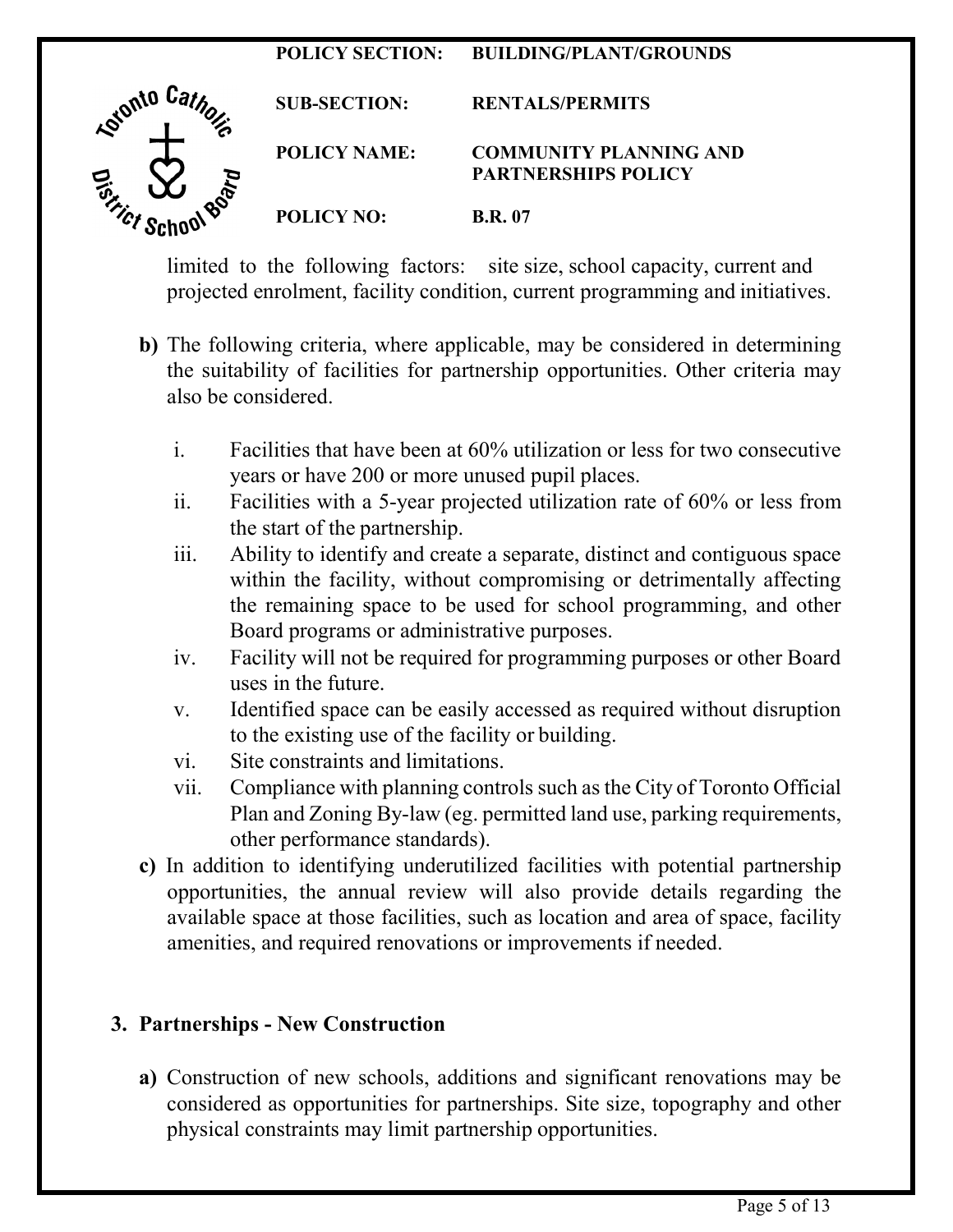limited to the following factors: site size, school capacity, current and projected enrolment, facility condition, current programming and initiatives.

**b)** The following criteria, where applicable, may be considered in determining the suitability of facilities for partnership opportunities. Other criteria may also be considered.

i. Facilities that have been at 60% utilization or less for two consecutive years or have 200 or more unused pupil places.

ii. Facilities with a 5-year projected utilization rate of 60% or less from the start of the partnership.

iii. Ability to identify and create a separate, distinct and contiguous space within the facility, without compromising or detrimentally affecting the remaining space to be used for school programming, and other Board programs or administrative purposes.

iv. Facility will not be required for programming purposes or other Board uses in the future.

v. Identified space can be easily accessed as required without disruption to the existing use of the facility or building.

vi. Site constraints and limitations.

vii. Compliance with planning controls such as the City of Toronto Official Plan and Zoning By-law (eg. permitted land use, parking requirements, other performance standards).

**c)** In addition to identifying underutilized facilities with potential partnership opportunities, the annual review will also provide details regarding the available space at those facilities, such as location and area of space, facility amenities, and required renovations or improvements if needed.

## 3. Partnerships - New Construction

**a)** Construction of new schools, additions and significant renovations may be considered as opportunities for partnerships. Site size, topography and other physical constraints may limit partnership opportunities.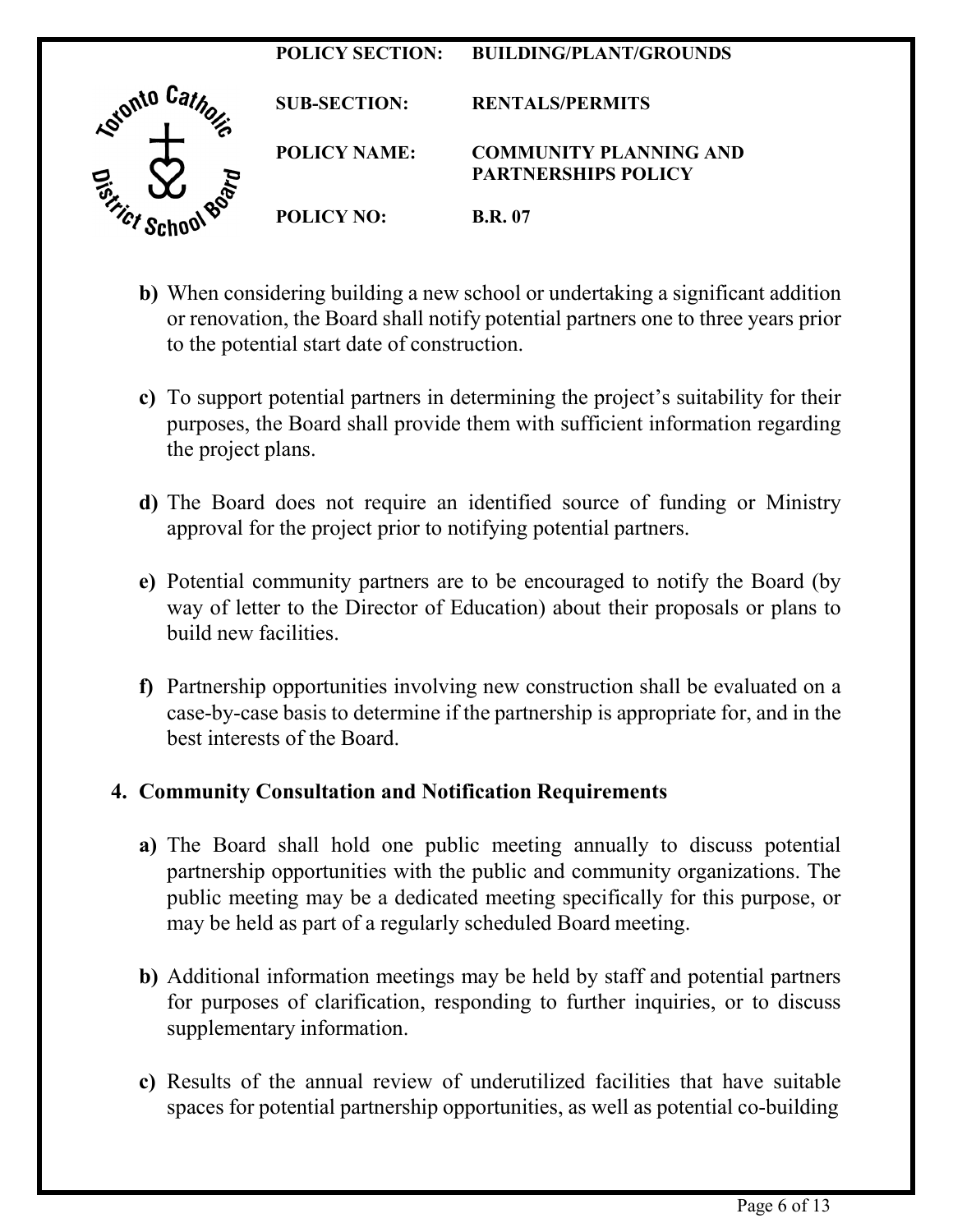b) When considering building a new school or undertaking a significant addition or renovation, the Board shall notify potential partners one to three years prior to the potential start date of construction.

c) To support potential partners in determining the project's suitability for their purposes, the Board shall provide them with sufficient information regarding the project plans.

d) The Board does not require an identified source of funding or Ministry approval for the project prior to notifying potential partners.

e) Potential community partners are to be encouraged to notify the Board (by way of letter to the Director of Education) about their proposals or plans to build new facilities.

f) Partnership opportunities involving new construction shall be evaluated on a case-by-case basis to determine if the partnership is appropriate for, and in the best interests of the Board.

## 4. Community Consultation and Notification Requirements

a) The Board shall hold one public meeting annually to discuss potential partnership opportunities with the public and community organizations. The public meeting may be a dedicated meeting specifically for this purpose, or may be held as part of a regularly scheduled Board meeting.

b) Additional information meetings may be held by staff and potential partners for purposes of clarification, responding to further inquiries, or to discuss supplementary information.

c) Results of the annual review of underutilized facilities that have suitable spaces for potential partnership opportunities, as well as potential co-building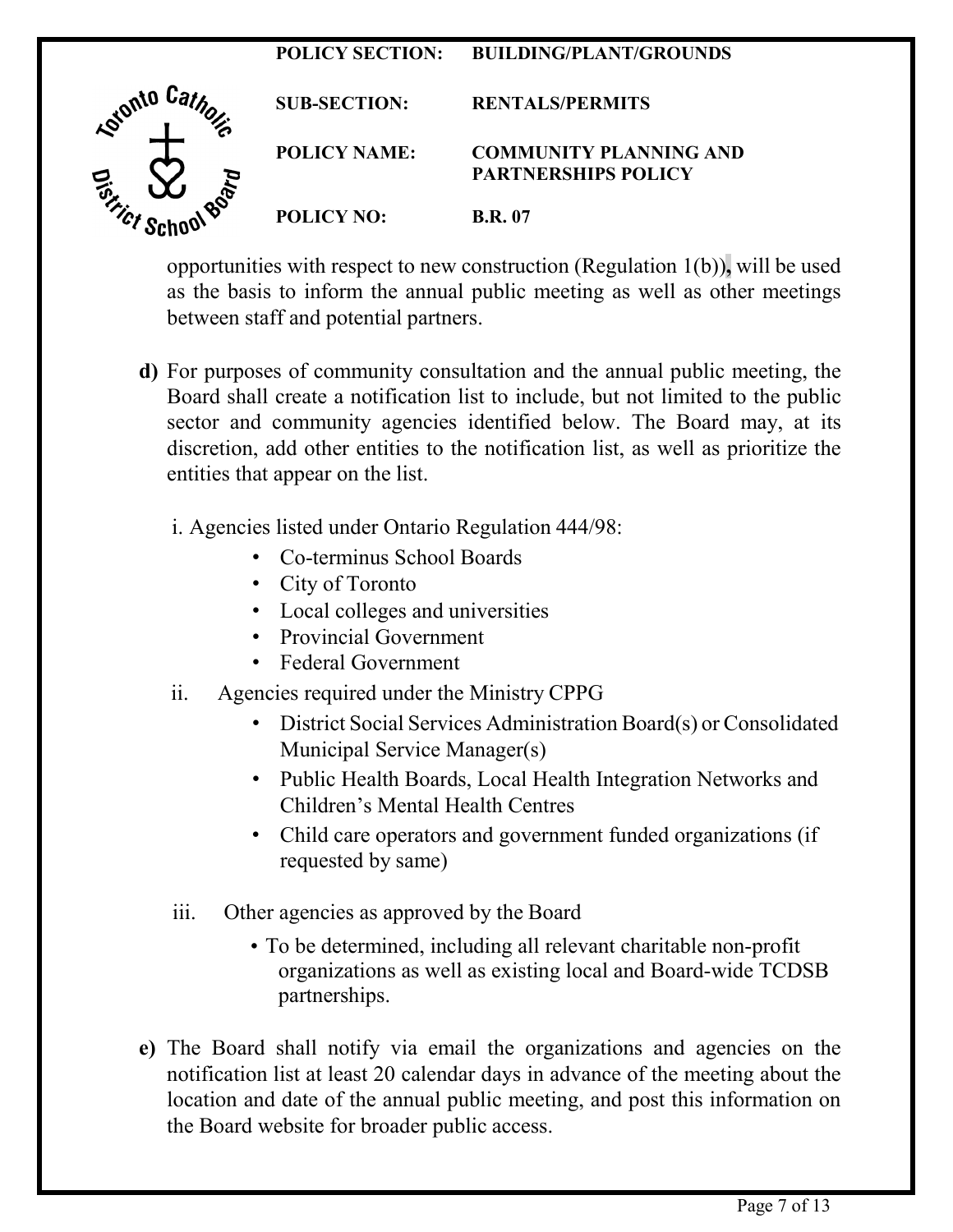opportunities with respect to new construction (Regulation 1(b))**,** will be used as the basis to inform the annual public meeting as well as other meetings between staff and potential partners.

**d)** For purposes of community consultation and the annual public meeting, the Board shall create a notification list to include, but not limited to the public sector and community agencies identified below. The Board may, at its discretion, add other entities to the notification list, as well as prioritize the entities that appear on the list.

i. Agencies listed under Ontario Regulation 444/98:

- Co-terminus School Boards
- City of Toronto
- Local colleges and universities
- Provincial Government
- Federal Government

ii. Agencies required under the Ministry CPPG

- District Social Services Administration Board(s) or Consolidated Municipal Service Manager(s)
- Public Health Boards, Local Health Integration Networks and Children's Mental Health Centres
- Child care operators and government funded organizations (if requested by same)

iii. Other agencies as approved by the Board

- To be determined, including all relevant charitable non-profit organizations as well as existing local and Board-wide TCDSB partnerships.

**e)** The Board shall notify via email the organizations and agencies on the notification list at least 20 calendar days in advance of the meeting about the location and date of the annual public meeting, and post this information on the Board website for broader public access.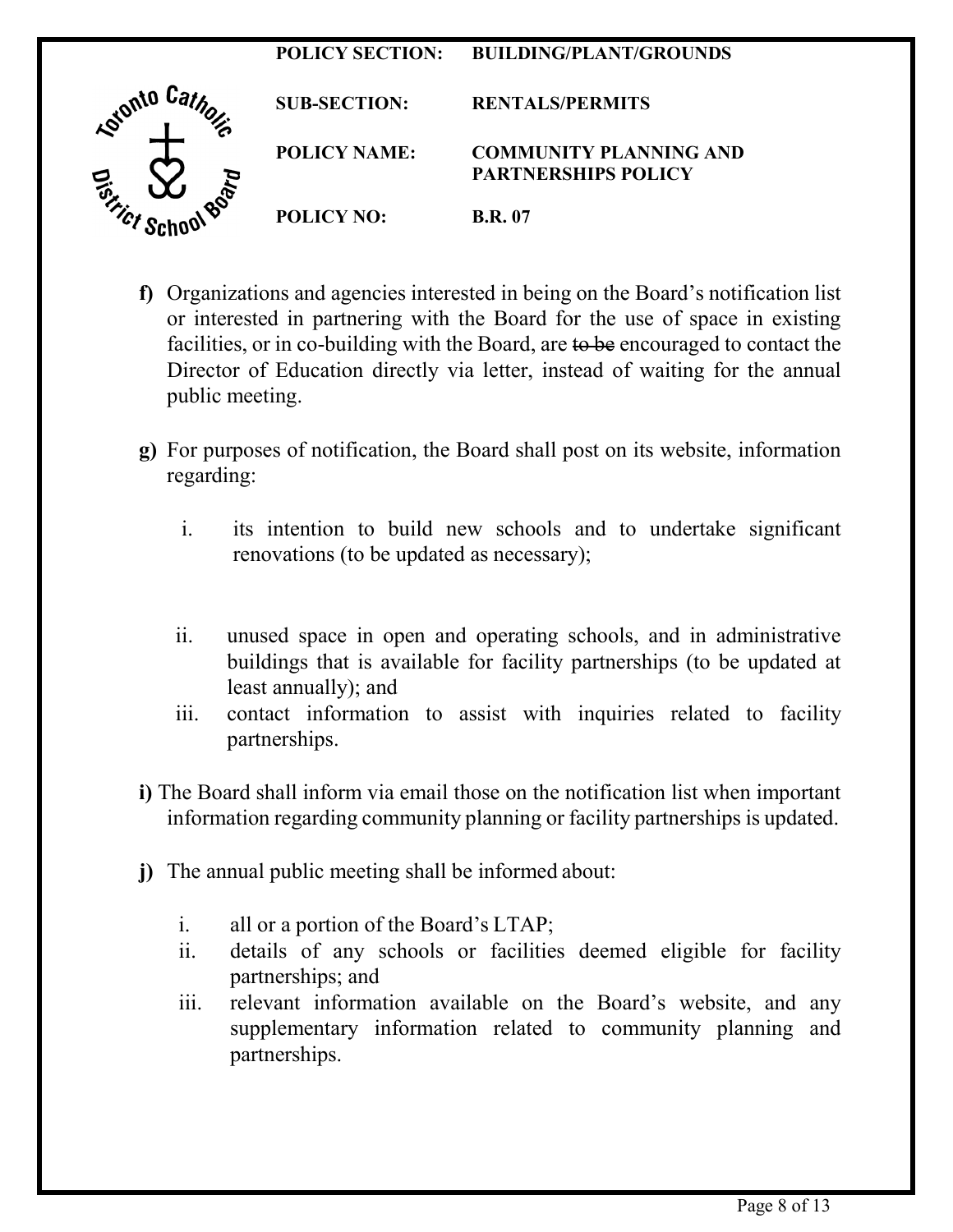**f)** Organizations and agencies interested in being on the Board's notification list or interested in partnering with the Board for the use of space in existing facilities, or in co-building with the Board, are ~~to be~~ encouraged to contact the Director of Education directly via letter, instead of waiting for the annual public meeting.

**g)** For purposes of notification, the Board shall post on its website, information regarding:

i. its intention to build new schools and to undertake significant renovations (to be updated as necessary);

ii. unused space in open and operating schools, and in administrative buildings that is available for facility partnerships (to be updated at least annually); and

iii. contact information to assist with inquiries related to facility partnerships.

**i)** The Board shall inform via email those on the notification list when important information regarding community planning or facility partnerships is updated.

**j)** The annual public meeting shall be informed about:

i. all or a portion of the Board's LTAP;

ii. details of any schools or facilities deemed eligible for facility partnerships; and

iii. relevant information available on the Board's website, and any supplementary information related to community planning and partnerships.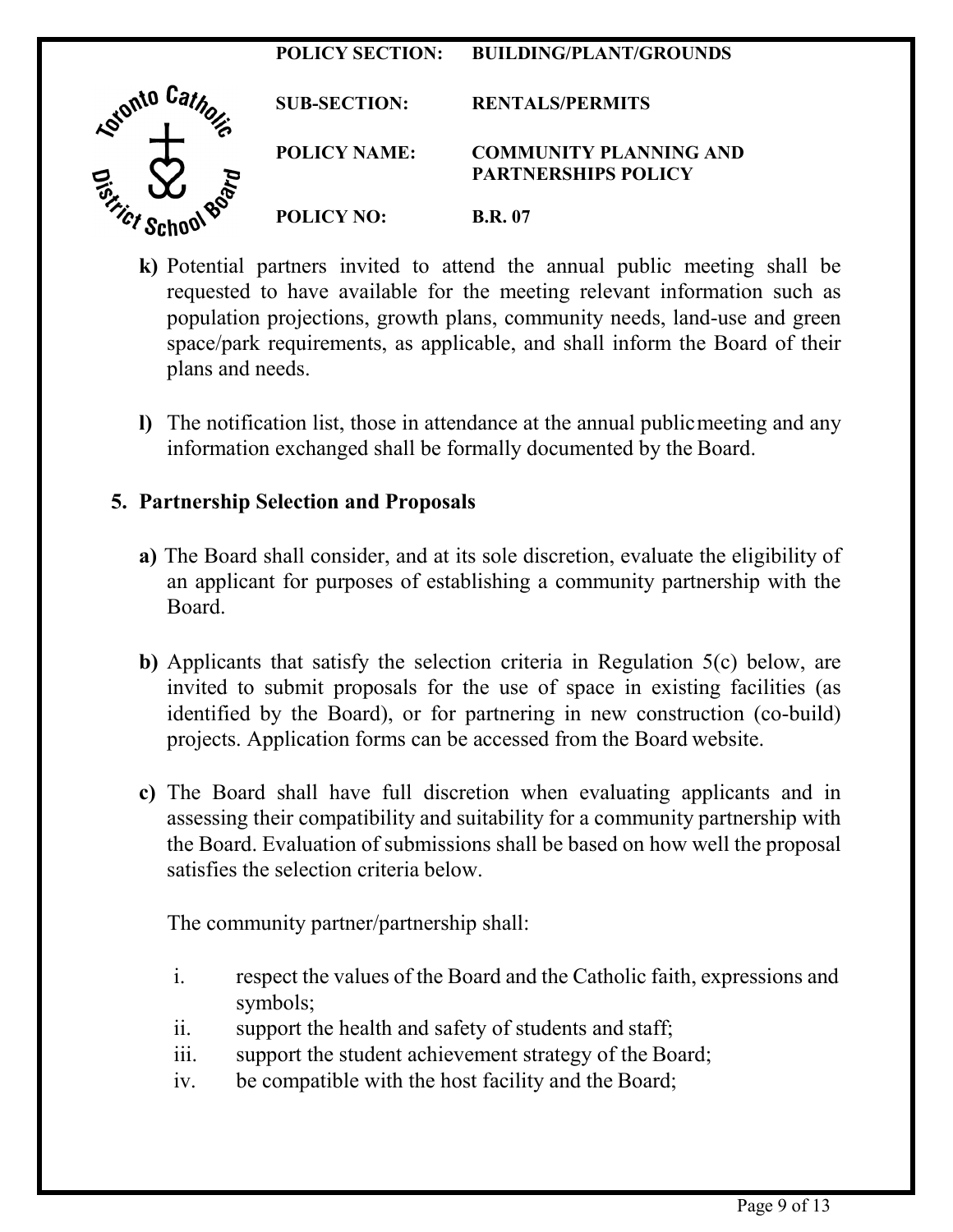**k)** Potential partners invited to attend the annual public meeting shall be requested to have available for the meeting relevant information such as population projections, growth plans, community needs, land-use and green space/park requirements, as applicable, and shall inform the Board of their plans and needs.

**l)** The notification list, those in attendance at the annual public meeting and any information exchanged shall be formally documented by the Board.

## 5. Partnership Selection and Proposals

**a)** The Board shall consider, and at its sole discretion, evaluate the eligibility of an applicant for purposes of establishing a community partnership with the Board.

**b)** Applicants that satisfy the selection criteria in Regulation 5(c) below, are invited to submit proposals for the use of space in existing facilities (as identified by the Board), or for partnering in new construction (co-build) projects. Application forms can be accessed from the Board website.

**c)** The Board shall have full discretion when evaluating applicants and in assessing their compatibility and suitability for a community partnership with the Board. Evaluation of submissions shall be based on how well the proposal satisfies the selection criteria below.

The community partner/partnership shall:

i. respect the values of the Board and the Catholic faith, expressions and symbols;
ii. support the health and safety of students and staff;
iii. support the student achievement strategy of the Board;
iv. be compatible with the host facility and the Board;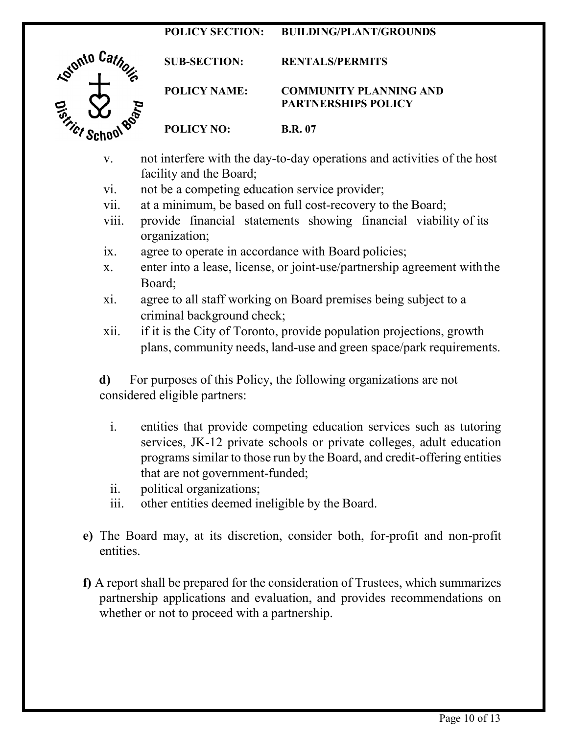v. not interfere with the day-to-day operations and activities of the host facility and the Board;

vi. not be a competing education service provider;

vii. at a minimum, be based on full cost-recovery to the Board;

viii. provide financial statements showing financial viability of its organization;

ix. agree to operate in accordance with Board policies;

x. enter into a lease, license, or joint-use/partnership agreement with the Board;

xi. agree to all staff working on Board premises being subject to a criminal background check;

xii. if it is the City of Toronto, provide population projections, growth plans, community needs, land-use and green space/park requirements.

**d)** For purposes of this Policy, the following organizations are not considered eligible partners:

i. entities that provide competing education services such as tutoring services, JK-12 private schools or private colleges, adult education programs similar to those run by the Board, and credit-offering entities that are not government-funded;

ii. political organizations;

iii. other entities deemed ineligible by the Board.

**e)** The Board may, at its discretion, consider both, for-profit and non-profit entities.

**f)** A report shall be prepared for the consideration of Trustees, which summarizes partnership applications and evaluation, and provides recommendations on whether or not to proceed with a partnership.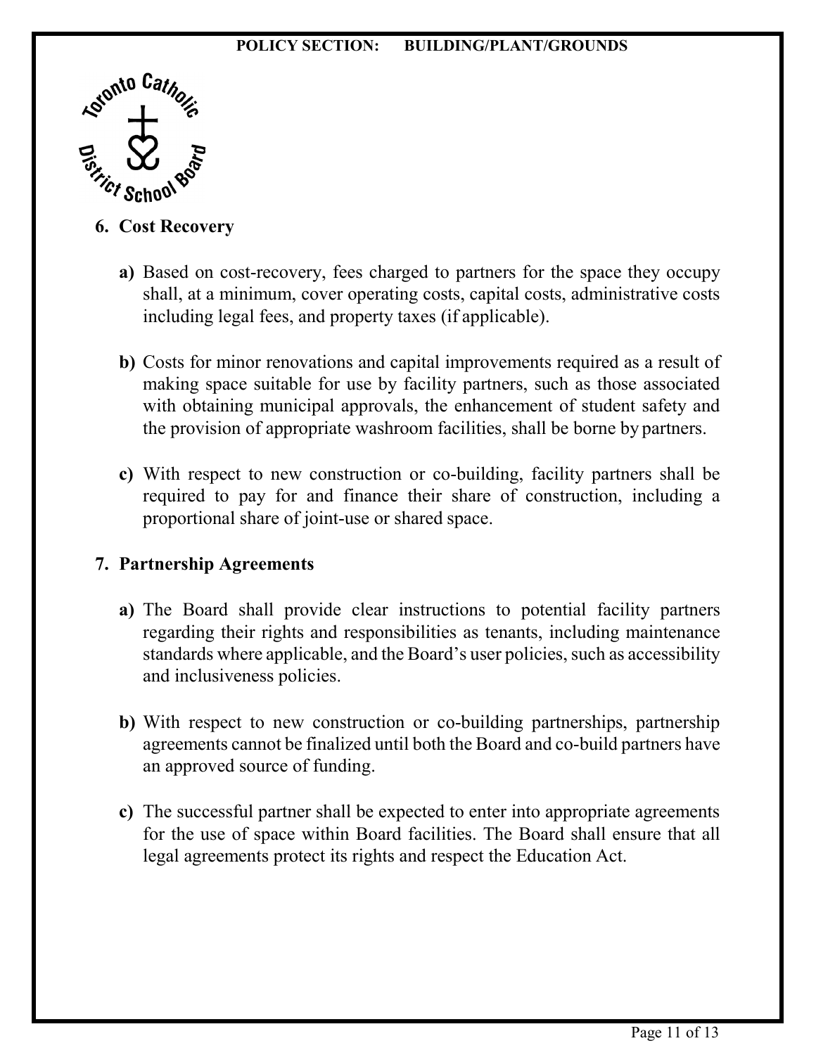## 6. Cost Recovery

**a)** Based on cost-recovery, fees charged to partners for the space they occupy shall, at a minimum, cover operating costs, capital costs, administrative costs including legal fees, and property taxes (if applicable).

**b)** Costs for minor renovations and capital improvements required as a result of making space suitable for use by facility partners, such as those associated with obtaining municipal approvals, the enhancement of student safety and the provision of appropriate washroom facilities, shall be borne by partners.

**c)** With respect to new construction or co-building, facility partners shall be required to pay for and finance their share of construction, including a proportional share of joint-use or shared space.

## 7. Partnership Agreements

**a)** The Board shall provide clear instructions to potential facility partners regarding their rights and responsibilities as tenants, including maintenance standards where applicable, and the Board's user policies, such as accessibility and inclusiveness policies.

**b)** With respect to new construction or co-building partnerships, partnership agreements cannot be finalized until both the Board and co-build partners have an approved source of funding.

**c)** The successful partner shall be expected to enter into appropriate agreements for the use of space within Board facilities. The Board shall ensure that all legal agreements protect its rights and respect the Education Act.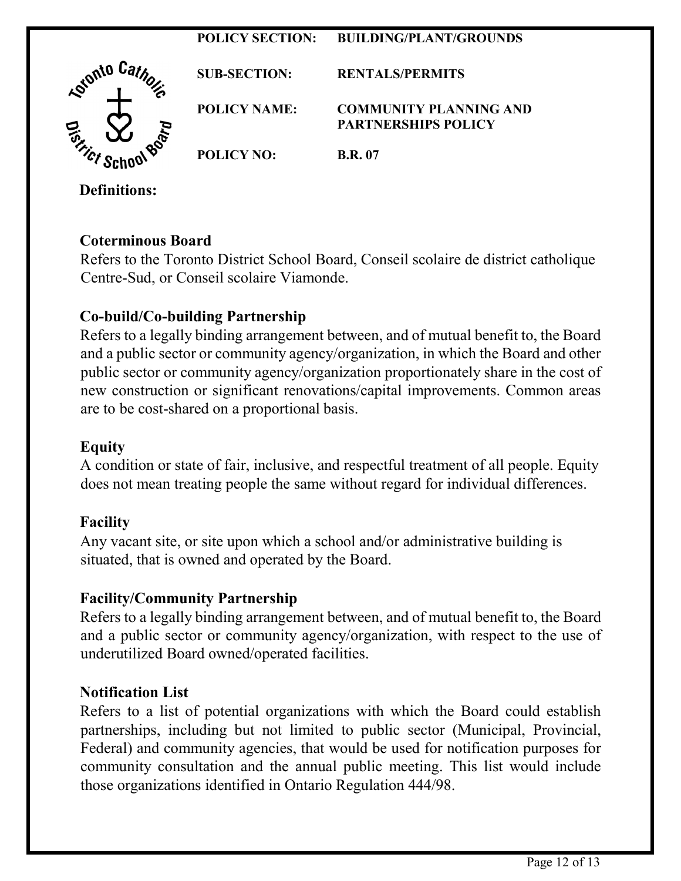| POLICY SECTION: | BUILDING/PLANT/GROUNDS |
| --- | --- |
| SUB-SECTION: | RENTALS/PERMITS |
| POLICY NAME: | COMMUNITY PLANNING AND PARTNERSHIPS POLICY |
| POLICY NO: | B.R. 07 |

**Definitions:**

**Coterminous Board**
Refers to the Toronto District School Board, Conseil scolaire de district catholique Centre-Sud, or Conseil scolaire Viamonde.

**Co-build/Co-building Partnership**
Refers to a legally binding arrangement between, and of mutual benefit to, the Board and a public sector or community agency/organization, in which the Board and other public sector or community agency/organization proportionately share in the cost of new construction or significant renovations/capital improvements. Common areas are to be cost-shared on a proportional basis.

**Equity**
A condition or state of fair, inclusive, and respectful treatment of all people. Equity does not mean treating people the same without regard for individual differences.

**Facility**
Any vacant site, or site upon which a school and/or administrative building is situated, that is owned and operated by the Board.

**Facility/Community Partnership**
Refers to a legally binding arrangement between, and of mutual benefit to, the Board and a public sector or community agency/organization, with respect to the use of underutilized Board owned/operated facilities.

**Notification List**
Refers to a list of potential organizations with which the Board could establish partnerships, including but not limited to public sector (Municipal, Provincial, Federal) and community agencies, that would be used for notification purposes for community consultation and the annual public meeting. This list would include those organizations identified in Ontario Regulation 444/98.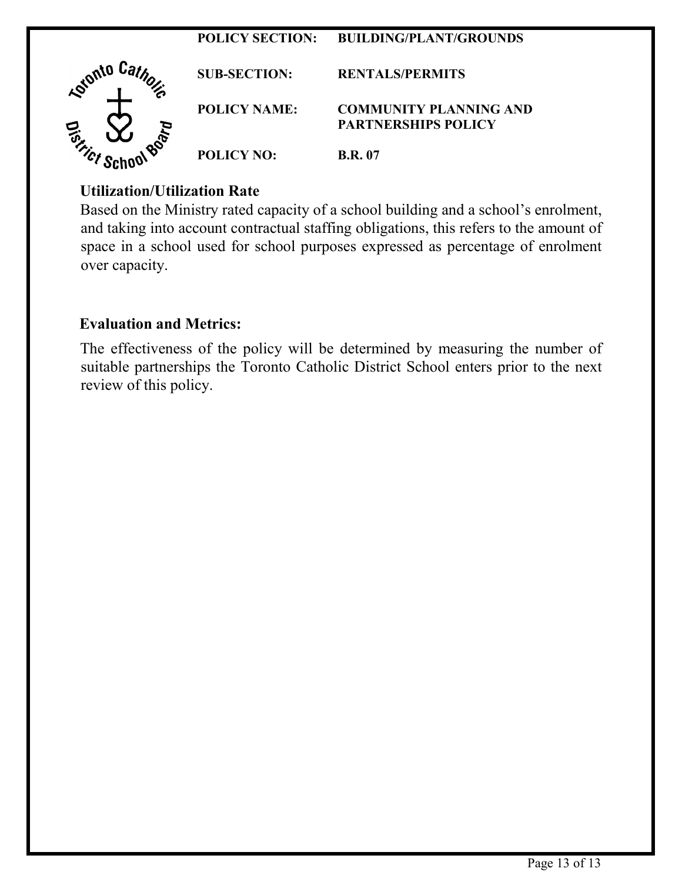**Utilization/Utilization Rate**

Based on the Ministry rated capacity of a school building and a school's enrolment, and taking into account contractual staffing obligations, this refers to the amount of space in a school used for school purposes expressed as percentage of enrolment over capacity.

## Evaluation and Metrics:

The effectiveness of the policy will be determined by measuring the number of suitable partnerships the Toronto Catholic District School enters prior to the next review of this policy.